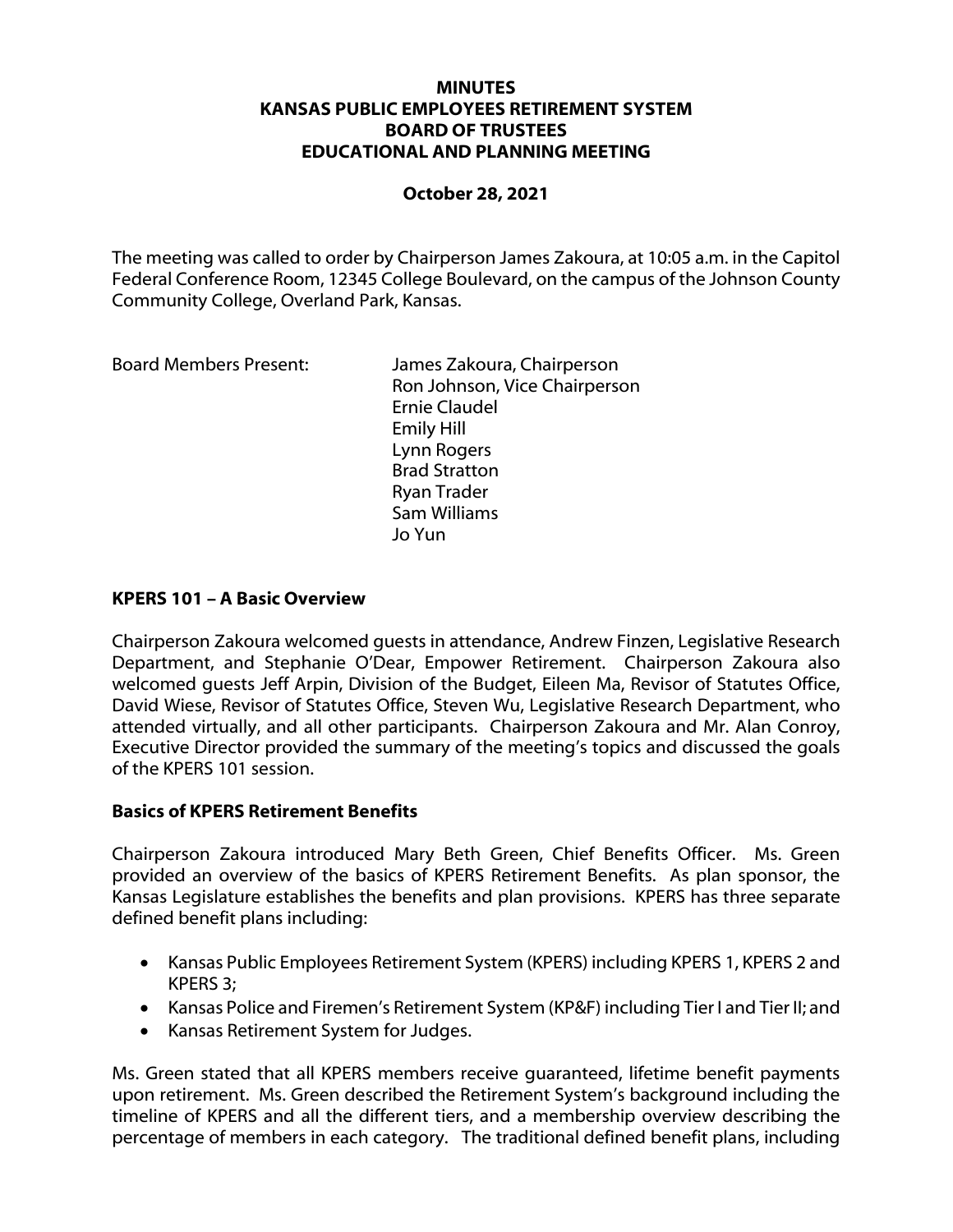**MINUTES**
**KANSAS PUBLIC EMPLOYEES RETIREMENT SYSTEM**
**BOARD OF TRUSTEES**
**EDUCATIONAL AND PLANNING MEETING**

**October 28, 2021**

The meeting was called to order by Chairperson James Zakoura, at 10:05 a.m. in the Capitol Federal Conference Room, 12345 College Boulevard, on the campus of the Johnson County Community College, Overland Park, Kansas.

Board Members Present:

James Zakoura, Chairperson
Ron Johnson, Vice Chairperson
Ernie Claudel
Emily Hill
Lynn Rogers
Brad Stratton
Ryan Trader
Sam Williams
Jo Yun

## KPERS 101 – A Basic Overview

Chairperson Zakoura welcomed guests in attendance, Andrew Finzen, Legislative Research Department, and Stephanie O'Dear, Empower Retirement. Chairperson Zakoura also welcomed guests Jeff Arpin, Division of the Budget, Eileen Ma, Revisor of Statutes Office, David Wiese, Revisor of Statutes Office, Steven Wu, Legislative Research Department, who attended virtually, and all other participants. Chairperson Zakoura and Mr. Alan Conroy, Executive Director provided the summary of the meeting's topics and discussed the goals of the KPERS 101 session.

## Basics of KPERS Retirement Benefits

Chairperson Zakoura introduced Mary Beth Green, Chief Benefits Officer. Ms. Green provided an overview of the basics of KPERS Retirement Benefits. As plan sponsor, the Kansas Legislature establishes the benefits and plan provisions. KPERS has three separate defined benefit plans including:

- Kansas Public Employees Retirement System (KPERS) including KPERS 1, KPERS 2 and KPERS 3;
- Kansas Police and Firemen's Retirement System (KP&F) including Tier I and Tier II; and
- Kansas Retirement System for Judges.

Ms. Green stated that all KPERS members receive guaranteed, lifetime benefit payments upon retirement. Ms. Green described the Retirement System's background including the timeline of KPERS and all the different tiers, and a membership overview describing the percentage of members in each category. The traditional defined benefit plans, including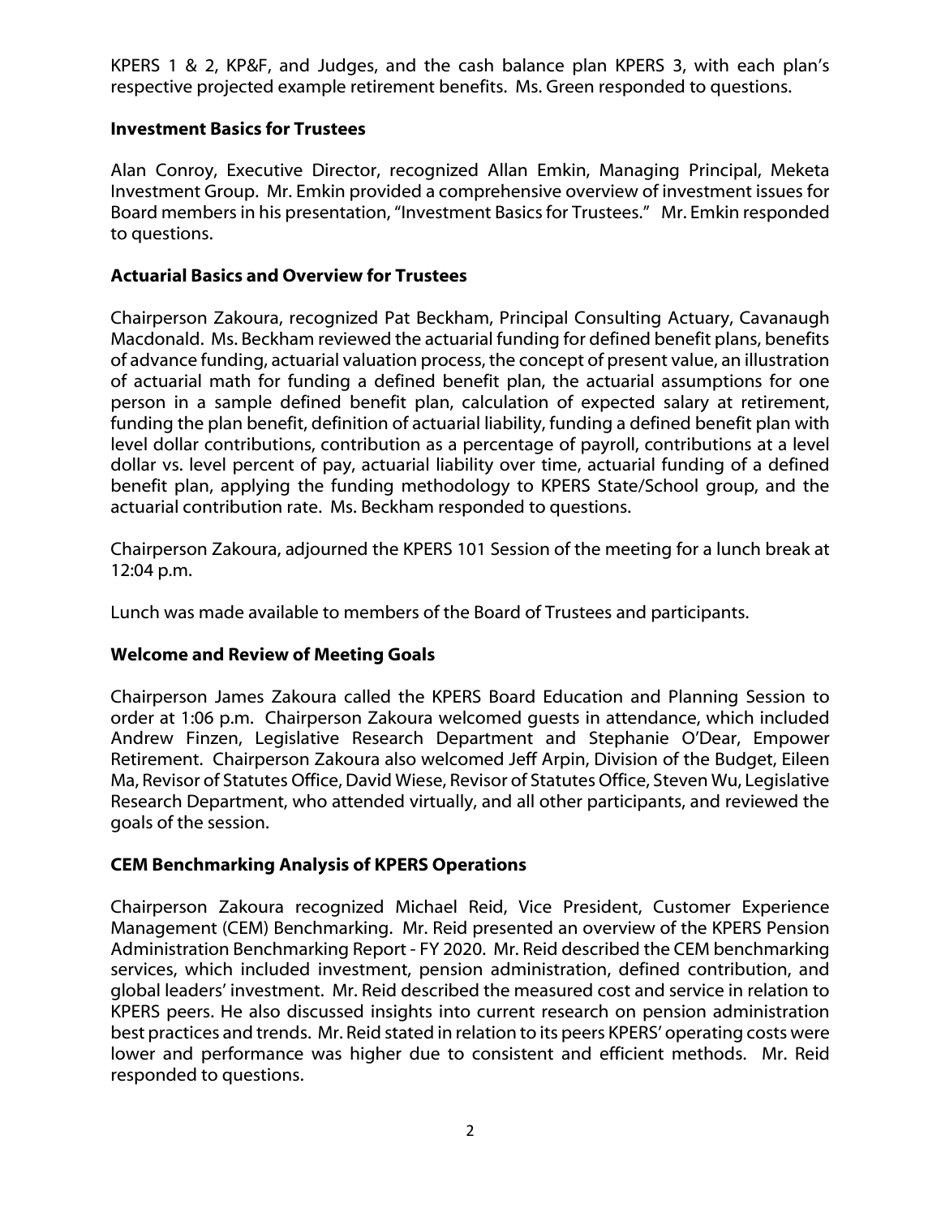KPERS 1 & 2, KP&F, and Judges, and the cash balance plan KPERS 3, with each plan's respective projected example retirement benefits. Ms. Green responded to questions.

**Investment Basics for Trustees**

Alan Conroy, Executive Director, recognized Allan Emkin, Managing Principal, Meketa Investment Group. Mr. Emkin provided a comprehensive overview of investment issues for Board members in his presentation, "Investment Basics for Trustees." Mr. Emkin responded to questions.

**Actuarial Basics and Overview for Trustees**

Chairperson Zakoura, recognized Pat Beckham, Principal Consulting Actuary, Cavanaugh Macdonald. Ms. Beckham reviewed the actuarial funding for defined benefit plans, benefits of advance funding, actuarial valuation process, the concept of present value, an illustration of actuarial math for funding a defined benefit plan, the actuarial assumptions for one person in a sample defined benefit plan, calculation of expected salary at retirement, funding the plan benefit, definition of actuarial liability, funding a defined benefit plan with level dollar contributions, contribution as a percentage of payroll, contributions at a level dollar vs. level percent of pay, actuarial liability over time, actuarial funding of a defined benefit plan, applying the funding methodology to KPERS State/School group, and the actuarial contribution rate. Ms. Beckham responded to questions.

Chairperson Zakoura, adjourned the KPERS 101 Session of the meeting for a lunch break at 12:04 p.m.

Lunch was made available to members of the Board of Trustees and participants.

**Welcome and Review of Meeting Goals**

Chairperson James Zakoura called the KPERS Board Education and Planning Session to order at 1:06 p.m. Chairperson Zakoura welcomed guests in attendance, which included Andrew Finzen, Legislative Research Department and Stephanie O'Dear, Empower Retirement. Chairperson Zakoura also welcomed Jeff Arpin, Division of the Budget, Eileen Ma, Revisor of Statutes Office, David Wiese, Revisor of Statutes Office, Steven Wu, Legislative Research Department, who attended virtually, and all other participants, and reviewed the goals of the session.

**CEM Benchmarking Analysis of KPERS Operations**

Chairperson Zakoura recognized Michael Reid, Vice President, Customer Experience Management (CEM) Benchmarking. Mr. Reid presented an overview of the KPERS Pension Administration Benchmarking Report - FY 2020. Mr. Reid described the CEM benchmarking services, which included investment, pension administration, defined contribution, and global leaders' investment. Mr. Reid described the measured cost and service in relation to KPERS peers. He also discussed insights into current research on pension administration best practices and trends. Mr. Reid stated in relation to its peers KPERS' operating costs were lower and performance was higher due to consistent and efficient methods. Mr. Reid responded to questions.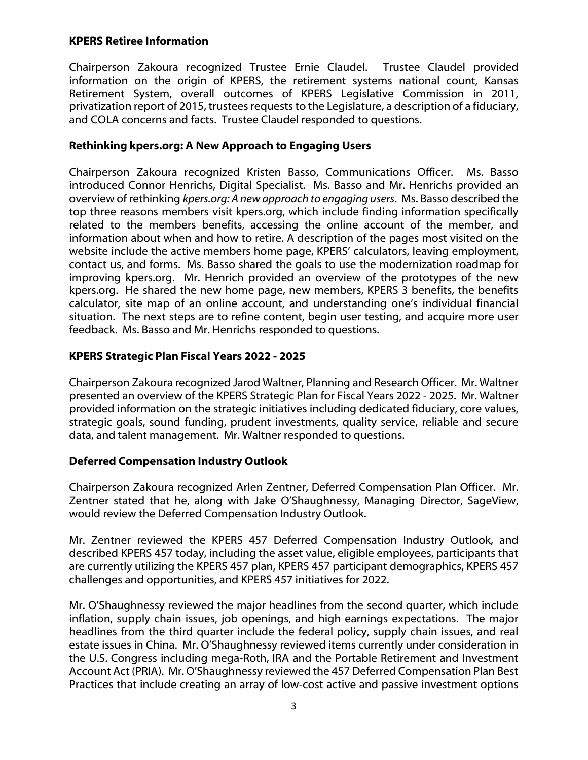**KPERS Retiree Information**

Chairperson Zakoura recognized Trustee Ernie Claudel. Trustee Claudel provided information on the origin of KPERS, the retirement systems national count, Kansas Retirement System, overall outcomes of KPERS Legislative Commission in 2011, privatization report of 2015, trustees requests to the Legislature, a description of a fiduciary, and COLA concerns and facts. Trustee Claudel responded to questions.

**Rethinking kpers.org: A New Approach to Engaging Users**

Chairperson Zakoura recognized Kristen Basso, Communications Officer. Ms. Basso introduced Connor Henrichs, Digital Specialist. Ms. Basso and Mr. Henrichs provided an overview of rethinking *kpers.org: A new approach to engaging users*. Ms. Basso described the top three reasons members visit kpers.org, which include finding information specifically related to the members benefits, accessing the online account of the member, and information about when and how to retire. A description of the pages most visited on the website include the active members home page, KPERS' calculators, leaving employment, contact us, and forms. Ms. Basso shared the goals to use the modernization roadmap for improving kpers.org. Mr. Henrich provided an overview of the prototypes of the new kpers.org. He shared the new home page, new members, KPERS 3 benefits, the benefits calculator, site map of an online account, and understanding one's individual financial situation. The next steps are to refine content, begin user testing, and acquire more user feedback. Ms. Basso and Mr. Henrichs responded to questions.

**KPERS Strategic Plan Fiscal Years 2022 - 2025**

Chairperson Zakoura recognized Jarod Waltner, Planning and Research Officer. Mr. Waltner presented an overview of the KPERS Strategic Plan for Fiscal Years 2022 - 2025. Mr. Waltner provided information on the strategic initiatives including dedicated fiduciary, core values, strategic goals, sound funding, prudent investments, quality service, reliable and secure data, and talent management. Mr. Waltner responded to questions.

**Deferred Compensation Industry Outlook**

Chairperson Zakoura recognized Arlen Zentner, Deferred Compensation Plan Officer. Mr. Zentner stated that he, along with Jake O'Shaughnessy, Managing Director, SageView, would review the Deferred Compensation Industry Outlook.

Mr. Zentner reviewed the KPERS 457 Deferred Compensation Industry Outlook, and described KPERS 457 today, including the asset value, eligible employees, participants that are currently utilizing the KPERS 457 plan, KPERS 457 participant demographics, KPERS 457 challenges and opportunities, and KPERS 457 initiatives for 2022.

Mr. O'Shaughnessy reviewed the major headlines from the second quarter, which include inflation, supply chain issues, job openings, and high earnings expectations. The major headlines from the third quarter include the federal policy, supply chain issues, and real estate issues in China. Mr. O'Shaughnessy reviewed items currently under consideration in the U.S. Congress including mega-Roth, IRA and the Portable Retirement and Investment Account Act (PRIA). Mr. O'Shaughnessy reviewed the 457 Deferred Compensation Plan Best Practices that include creating an array of low-cost active and passive investment options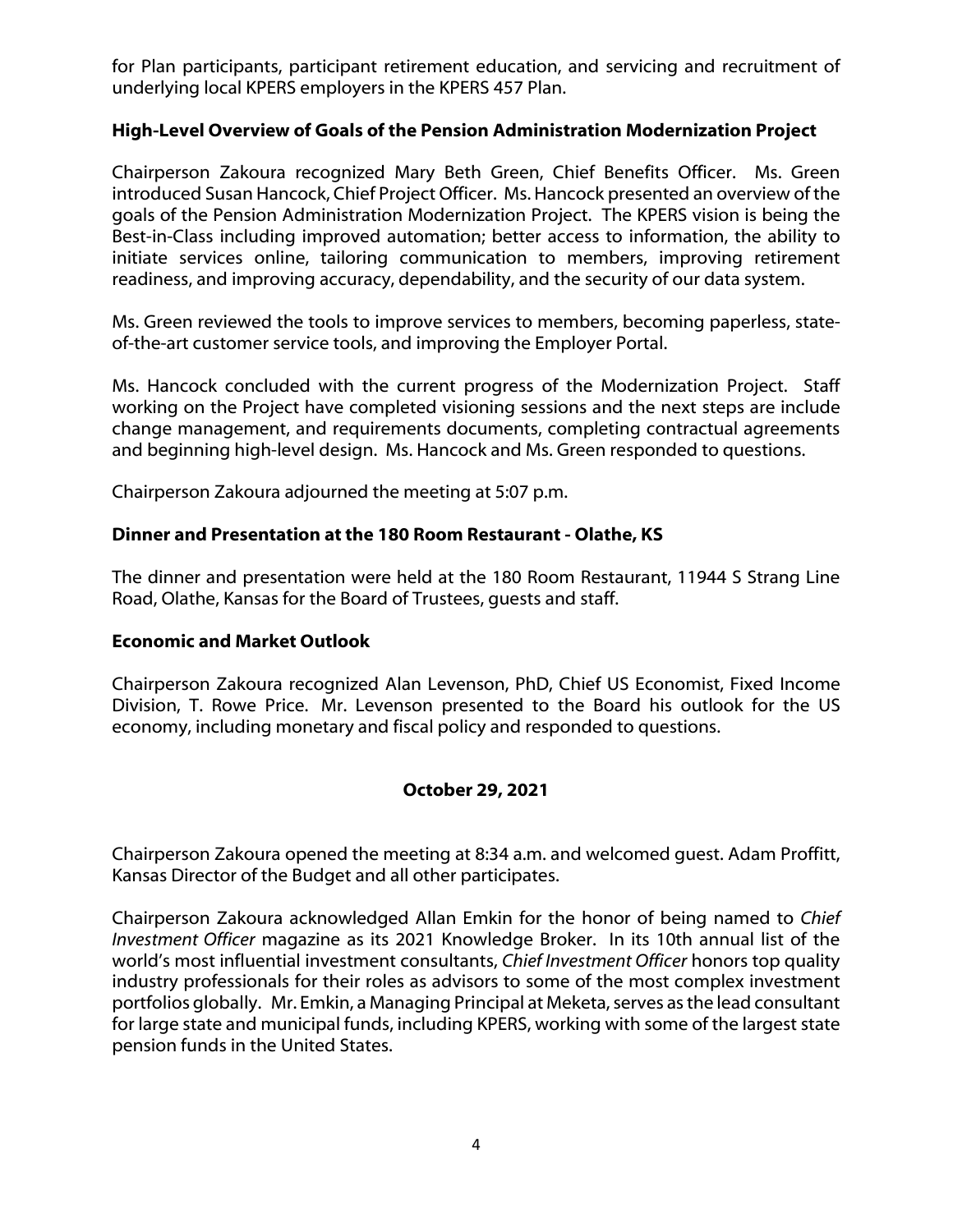for Plan participants, participant retirement education, and servicing and recruitment of underlying local KPERS employers in the KPERS 457 Plan.

**High-Level Overview of Goals of the Pension Administration Modernization Project**

Chairperson Zakoura recognized Mary Beth Green, Chief Benefits Officer. Ms. Green introduced Susan Hancock, Chief Project Officer. Ms. Hancock presented an overview of the goals of the Pension Administration Modernization Project. The KPERS vision is being the Best-in-Class including improved automation; better access to information, the ability to initiate services online, tailoring communication to members, improving retirement readiness, and improving accuracy, dependability, and the security of our data system.

Ms. Green reviewed the tools to improve services to members, becoming paperless, state-of-the-art customer service tools, and improving the Employer Portal.

Ms. Hancock concluded with the current progress of the Modernization Project. Staff working on the Project have completed visioning sessions and the next steps are include change management, and requirements documents, completing contractual agreements and beginning high-level design. Ms. Hancock and Ms. Green responded to questions.

Chairperson Zakoura adjourned the meeting at 5:07 p.m.

**Dinner and Presentation at the 180 Room Restaurant - Olathe, KS**

The dinner and presentation were held at the 180 Room Restaurant, 11944 S Strang Line Road, Olathe, Kansas for the Board of Trustees, guests and staff.

**Economic and Market Outlook**

Chairperson Zakoura recognized Alan Levenson, PhD, Chief US Economist, Fixed Income Division, T. Rowe Price. Mr. Levenson presented to the Board his outlook for the US economy, including monetary and fiscal policy and responded to questions.

**October 29, 2021**

Chairperson Zakoura opened the meeting at 8:34 a.m. and welcomed guest. Adam Proffitt, Kansas Director of the Budget and all other participates.

Chairperson Zakoura acknowledged Allan Emkin for the honor of being named to *Chief Investment Officer* magazine as its 2021 Knowledge Broker. In its 10th annual list of the world's most influential investment consultants, *Chief Investment Officer* honors top quality industry professionals for their roles as advisors to some of the most complex investment portfolios globally. Mr. Emkin, a Managing Principal at Meketa, serves as the lead consultant for large state and municipal funds, including KPERS, working with some of the largest state pension funds in the United States.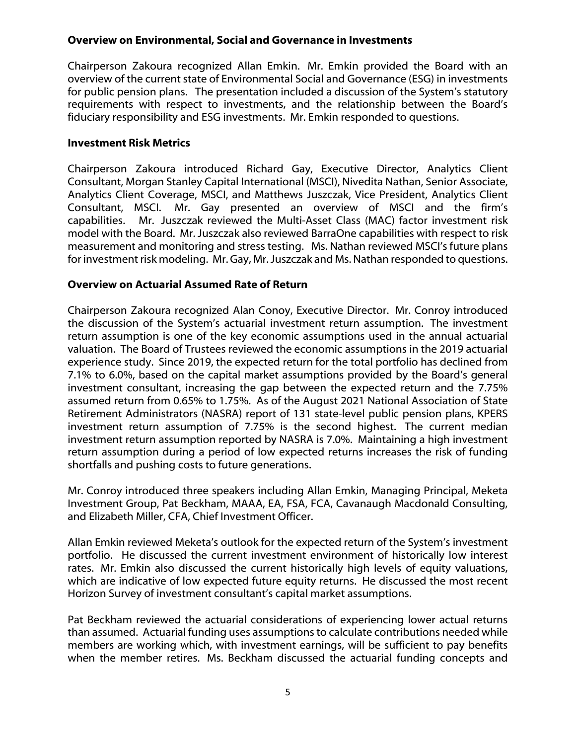**Overview on Environmental, Social and Governance in Investments**

Chairperson Zakoura recognized Allan Emkin. Mr. Emkin provided the Board with an overview of the current state of Environmental Social and Governance (ESG) in investments for public pension plans. The presentation included a discussion of the System's statutory requirements with respect to investments, and the relationship between the Board's fiduciary responsibility and ESG investments. Mr. Emkin responded to questions.

**Investment Risk Metrics**

Chairperson Zakoura introduced Richard Gay, Executive Director, Analytics Client Consultant, Morgan Stanley Capital International (MSCI), Nivedita Nathan, Senior Associate, Analytics Client Coverage, MSCI, and Matthews Juszczak, Vice President, Analytics Client Consultant, MSCI. Mr. Gay presented an overview of MSCI and the firm's capabilities. Mr. Juszczak reviewed the Multi-Asset Class (MAC) factor investment risk model with the Board. Mr. Juszczak also reviewed BarraOne capabilities with respect to risk measurement and monitoring and stress testing. Ms. Nathan reviewed MSCI's future plans for investment risk modeling. Mr. Gay, Mr. Juszczak and Ms. Nathan responded to questions.

**Overview on Actuarial Assumed Rate of Return**

Chairperson Zakoura recognized Alan Conoy, Executive Director. Mr. Conroy introduced the discussion of the System's actuarial investment return assumption. The investment return assumption is one of the key economic assumptions used in the annual actuarial valuation. The Board of Trustees reviewed the economic assumptions in the 2019 actuarial experience study. Since 2019, the expected return for the total portfolio has declined from 7.1% to 6.0%, based on the capital market assumptions provided by the Board's general investment consultant, increasing the gap between the expected return and the 7.75% assumed return from 0.65% to 1.75%. As of the August 2021 National Association of State Retirement Administrators (NASRA) report of 131 state-level public pension plans, KPERS investment return assumption of 7.75% is the second highest. The current median investment return assumption reported by NASRA is 7.0%. Maintaining a high investment return assumption during a period of low expected returns increases the risk of funding shortfalls and pushing costs to future generations.

Mr. Conroy introduced three speakers including Allan Emkin, Managing Principal, Meketa Investment Group, Pat Beckham, MAAA, EA, FSA, FCA, Cavanaugh Macdonald Consulting, and Elizabeth Miller, CFA, Chief Investment Officer.

Allan Emkin reviewed Meketa's outlook for the expected return of the System's investment portfolio. He discussed the current investment environment of historically low interest rates. Mr. Emkin also discussed the current historically high levels of equity valuations, which are indicative of low expected future equity returns. He discussed the most recent Horizon Survey of investment consultant's capital market assumptions.

Pat Beckham reviewed the actuarial considerations of experiencing lower actual returns than assumed. Actuarial funding uses assumptions to calculate contributions needed while members are working which, with investment earnings, will be sufficient to pay benefits when the member retires. Ms. Beckham discussed the actuarial funding concepts and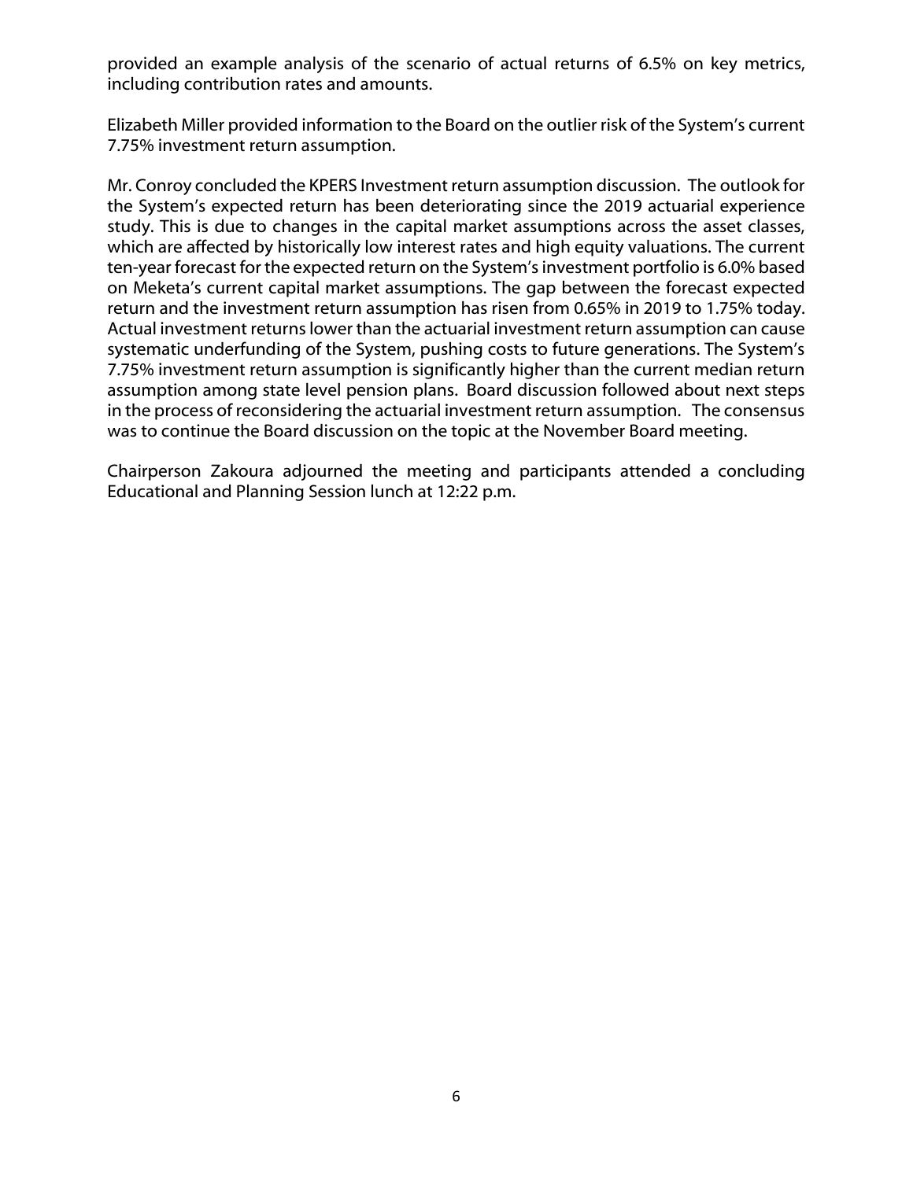provided an example analysis of the scenario of actual returns of 6.5% on key metrics, including contribution rates and amounts.

Elizabeth Miller provided information to the Board on the outlier risk of the System's current 7.75% investment return assumption.

Mr. Conroy concluded the KPERS Investment return assumption discussion. The outlook for the System's expected return has been deteriorating since the 2019 actuarial experience study. This is due to changes in the capital market assumptions across the asset classes, which are affected by historically low interest rates and high equity valuations. The current ten-year forecast for the expected return on the System's investment portfolio is 6.0% based on Meketa's current capital market assumptions. The gap between the forecast expected return and the investment return assumption has risen from 0.65% in 2019 to 1.75% today. Actual investment returns lower than the actuarial investment return assumption can cause systematic underfunding of the System, pushing costs to future generations. The System's 7.75% investment return assumption is significantly higher than the current median return assumption among state level pension plans. Board discussion followed about next steps in the process of reconsidering the actuarial investment return assumption. The consensus was to continue the Board discussion on the topic at the November Board meeting.

Chairperson Zakoura adjourned the meeting and participants attended a concluding Educational and Planning Session lunch at 12:22 p.m.